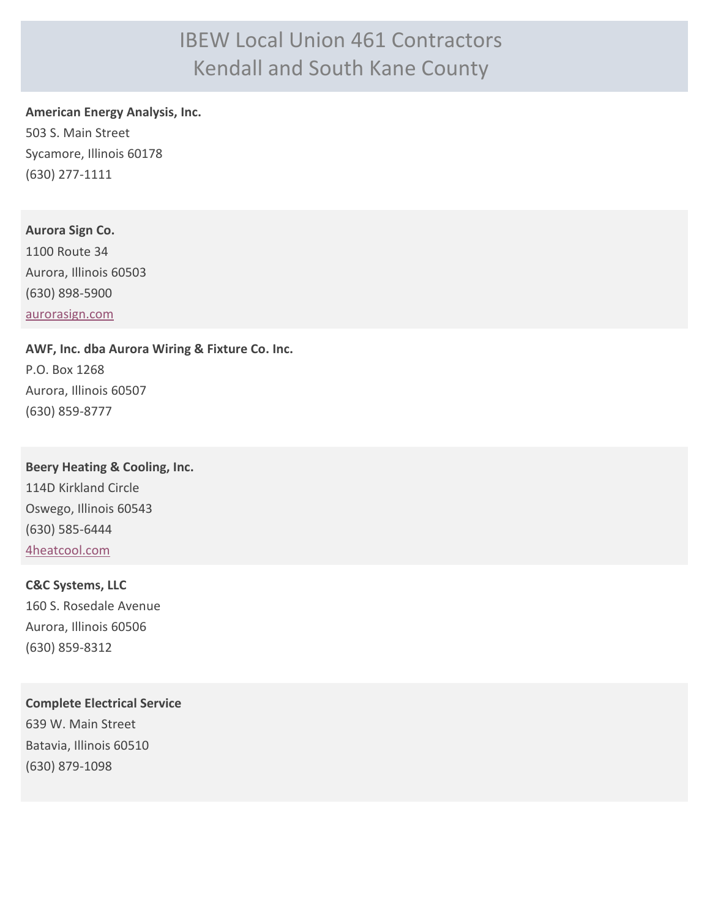# IBEW Local Union 461 Contractors
# Kendall and South Kane County

**American Energy Analysis, Inc.**
503 S. Main Street
Sycamore, Illinois 60178
(630) 277-1111

**Aurora Sign Co.**
1100 Route 34
Aurora, Illinois 60503
(630) 898-5900
aurorasign.com

**AWF, Inc. dba Aurora Wiring & Fixture Co. Inc.**
P.O. Box 1268
Aurora, Illinois 60507
(630) 859-8777

**Beery Heating & Cooling, Inc.**
114D Kirkland Circle
Oswego, Illinois 60543
(630) 585-6444
4heatcool.com

**C&C Systems, LLC**
160 S. Rosedale Avenue
Aurora, Illinois 60506
(630) 859-8312

**Complete Electrical Service**
639 W. Main Street
Batavia, Illinois 60510
(630) 879-1098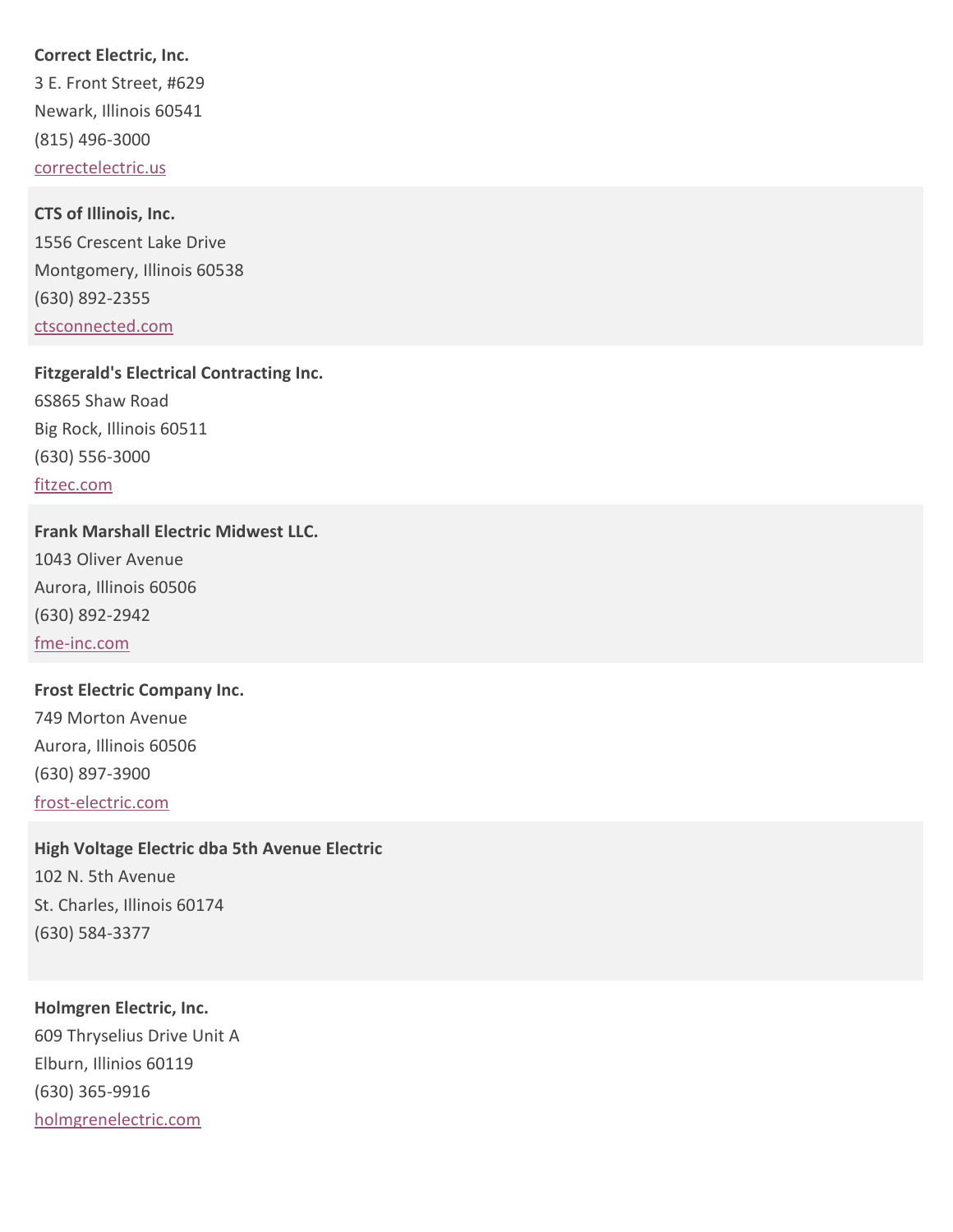**Correct Electric, Inc.**
3 E. Front Street, #629
Newark, Illinois 60541
(815) 496-3000
correctelectric.us

**CTS of Illinois, Inc.**
1556 Crescent Lake Drive
Montgomery, Illinois 60538
(630) 892-2355
ctsconnected.com

**Fitzgerald's Electrical Contracting Inc.**
6S865 Shaw Road
Big Rock, Illinois 60511
(630) 556-3000
fitzec.com

**Frank Marshall Electric Midwest LLC.**
1043 Oliver Avenue
Aurora, Illinois 60506
(630) 892-2942
fme-inc.com

**Frost Electric Company Inc.**
749 Morton Avenue
Aurora, Illinois 60506
(630) 897-3900
frost-electric.com

**High Voltage Electric dba 5th Avenue Electric**
102 N. 5th Avenue
St. Charles, Illinois 60174
(630) 584-3377

**Holmgren Electric, Inc.**
609 Thryselius Drive Unit A
Elburn, Illinios 60119
(630) 365-9916
holmgrenelectric.com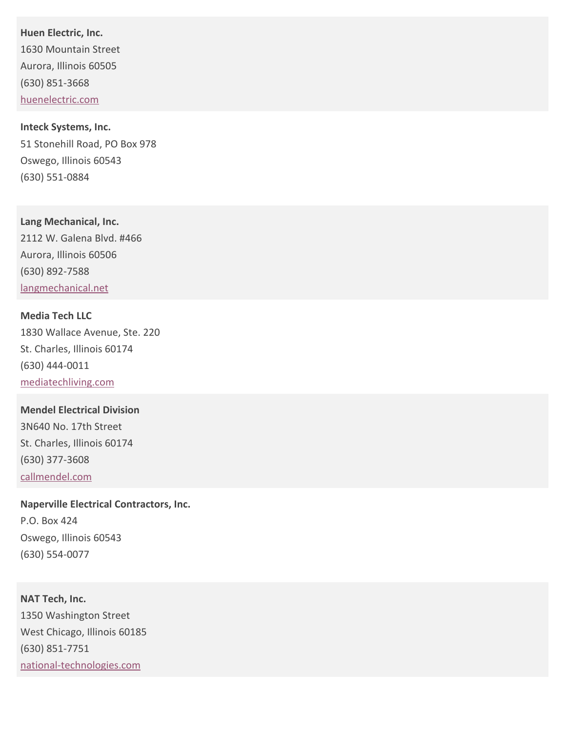**Huen Electric, Inc.**
1630 Mountain Street
Aurora, Illinois 60505
(630) 851-3668
huenelectric.com

**Inteck Systems, Inc.**
51 Stonehill Road, PO Box 978
Oswego, Illinois 60543
(630) 551-0884

**Lang Mechanical, Inc.**
2112 W. Galena Blvd. #466
Aurora, Illinois 60506
(630) 892-7588
langmechanical.net

**Media Tech LLC**
1830 Wallace Avenue, Ste. 220
St. Charles, Illinois 60174
(630) 444-0011
mediatechliving.com

**Mendel Electrical Division**
3N640 No. 17th Street
St. Charles, Illinois 60174
(630) 377-3608
callmendel.com

**Naperville Electrical Contractors, Inc.**
P.O. Box 424
Oswego, Illinois 60543
(630) 554-0077

**NAT Tech, Inc.**
1350 Washington Street
West Chicago, Illinois 60185
(630) 851-7751
national-technologies.com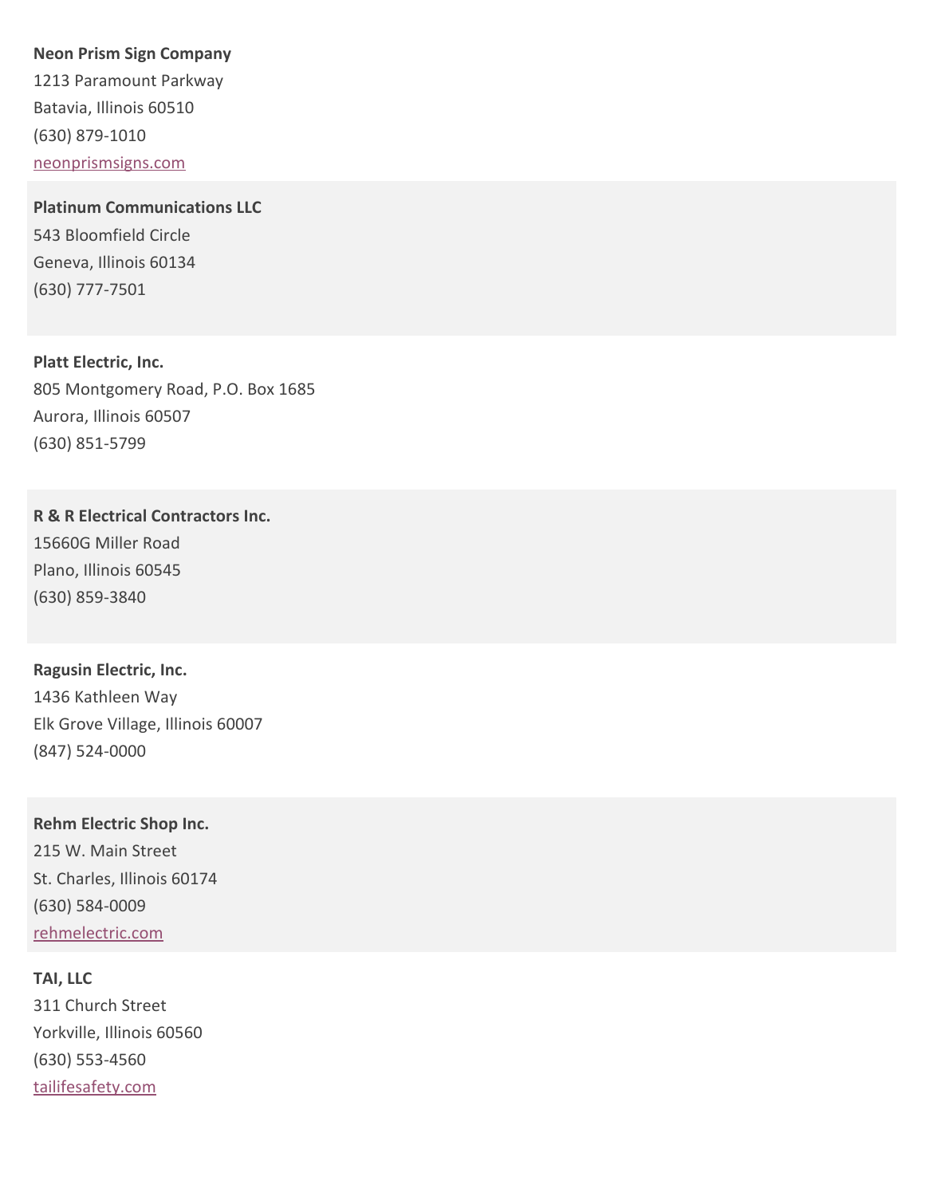**Neon Prism Sign Company**
1213 Paramount Parkway
Batavia, Illinois 60510
(630) 879-1010
neonprismsigns.com

**Platinum Communications LLC**
543 Bloomfield Circle
Geneva, Illinois 60134
(630) 777-7501

**Platt Electric, Inc.**
805 Montgomery Road, P.O. Box 1685
Aurora, Illinois 60507
(630) 851-5799

**R & R Electrical Contractors Inc.**
15660G Miller Road
Plano, Illinois 60545
(630) 859-3840

**Ragusin Electric, Inc.**
1436 Kathleen Way
Elk Grove Village, Illinois 60007
(847) 524-0000

**Rehm Electric Shop Inc.**
215 W. Main Street
St. Charles, Illinois 60174
(630) 584-0009
rehmelectric.com

**TAI, LLC**
311 Church Street
Yorkville, Illinois 60560
(630) 553-4560
tailifesafety.com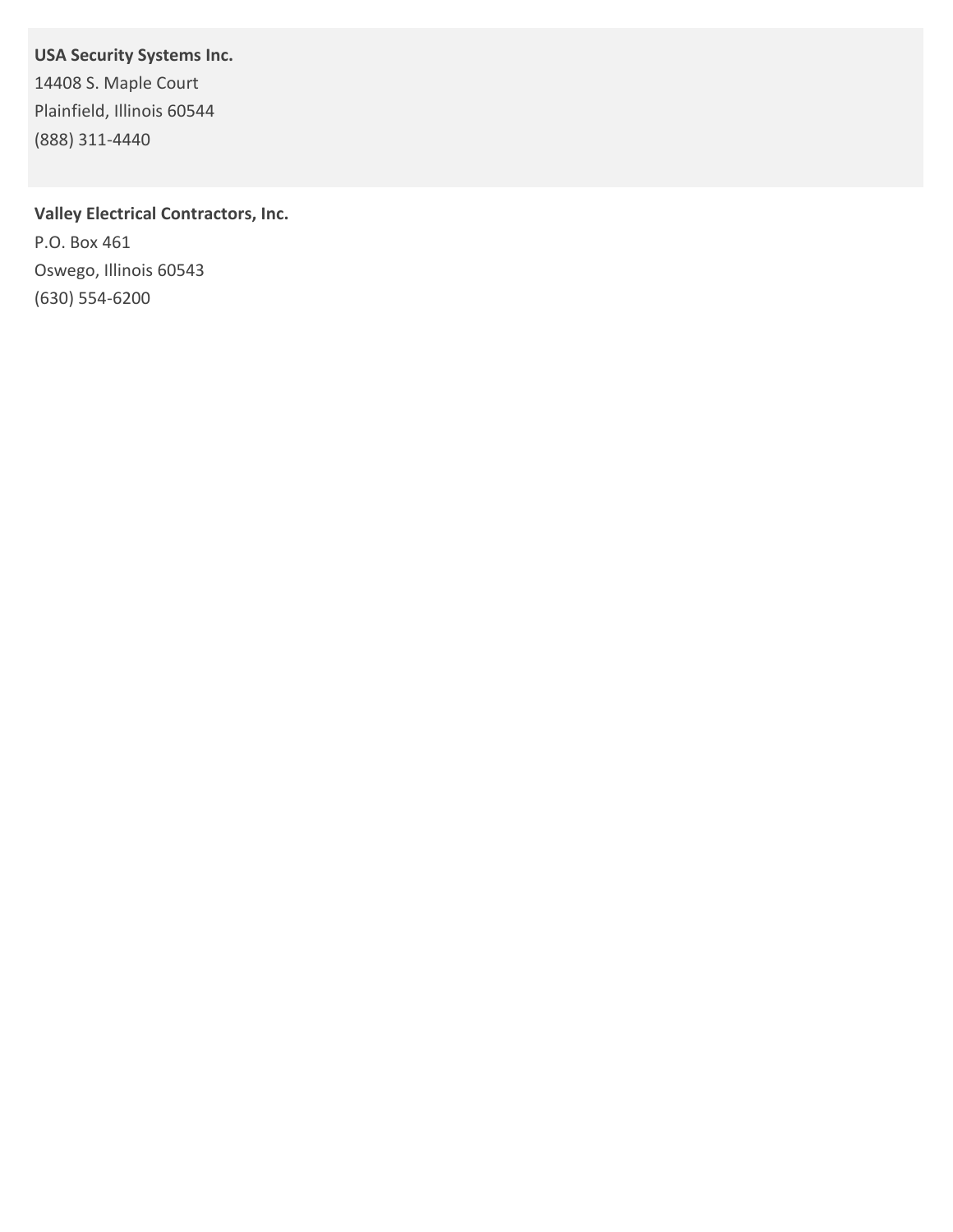**USA Security Systems Inc.**
14408 S. Maple Court
Plainfield, Illinois 60544
(888) 311-4440

**Valley Electrical Contractors, Inc.**
P.O. Box 461
Oswego, Illinois 60543
(630) 554-6200